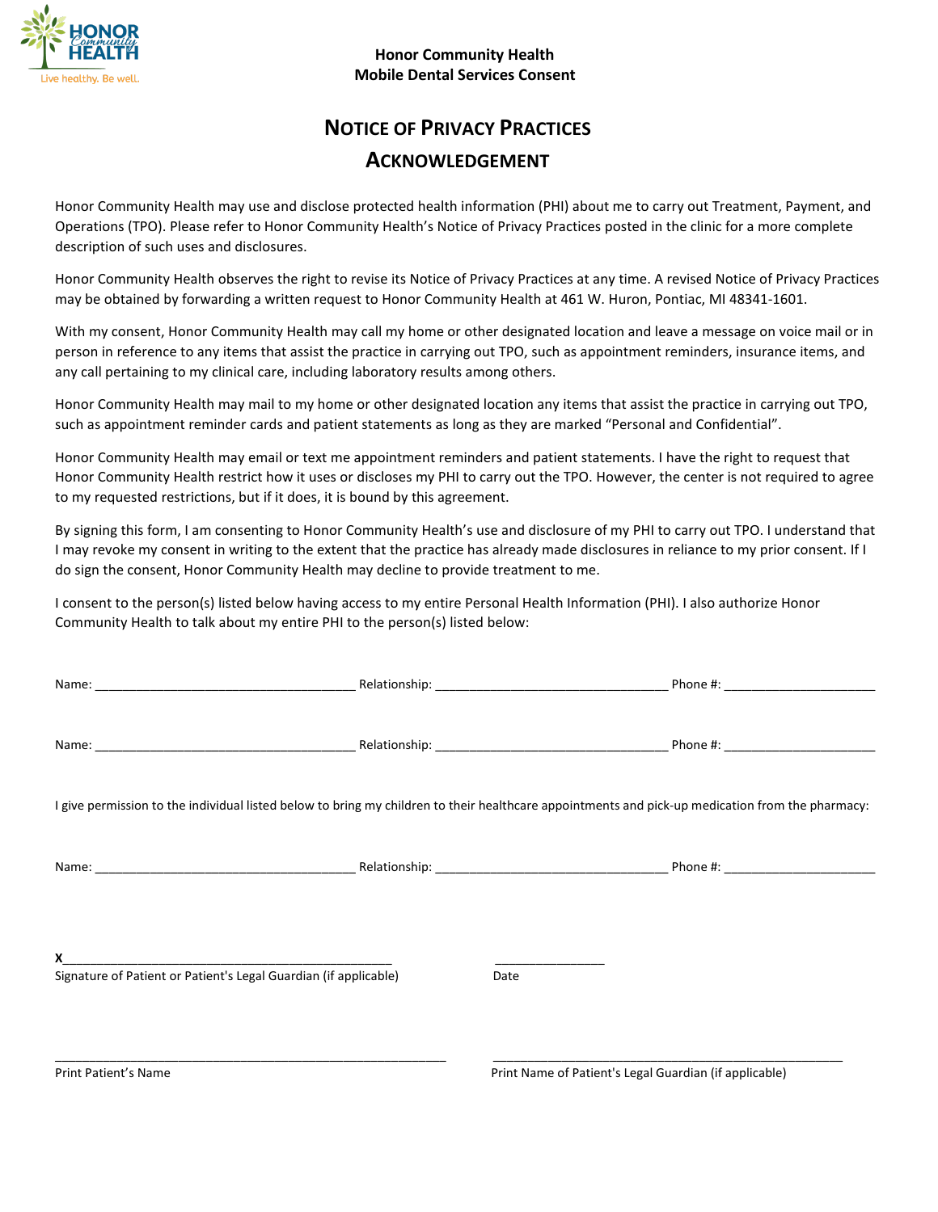**Honor Community Health**
**Mobile Dental Services Consent**

# NOTICE OF PRIVACY PRACTICES ACKNOWLEDGEMENT

Honor Community Health may use and disclose protected health information (PHI) about me to carry out Treatment, Payment, and Operations (TPO). Please refer to Honor Community Health's Notice of Privacy Practices posted in the clinic for a more complete description of such uses and disclosures.

Honor Community Health observes the right to revise its Notice of Privacy Practices at any time. A revised Notice of Privacy Practices may be obtained by forwarding a written request to Honor Community Health at 461 W. Huron, Pontiac, MI 48341-1601.

With my consent, Honor Community Health may call my home or other designated location and leave a message on voice mail or in person in reference to any items that assist the practice in carrying out TPO, such as appointment reminders, insurance items, and any call pertaining to my clinical care, including laboratory results among others.

Honor Community Health may mail to my home or other designated location any items that assist the practice in carrying out TPO, such as appointment reminder cards and patient statements as long as they are marked "Personal and Confidential".

Honor Community Health may email or text me appointment reminders and patient statements. I have the right to request that Honor Community Health restrict how it uses or discloses my PHI to carry out the TPO. However, the center is not required to agree to my requested restrictions, but if it does, it is bound by this agreement.

By signing this form, I am consenting to Honor Community Health's use and disclosure of my PHI to carry out TPO. I understand that I may revoke my consent in writing to the extent that the practice has already made disclosures in reliance to my prior consent. If I do sign the consent, Honor Community Health may decline to provide treatment to me.

I consent to the person(s) listed below having access to my entire Personal Health Information (PHI). I also authorize Honor Community Health to talk about my entire PHI to the person(s) listed below:

Name: ______________________ Relationship: ______________________ Phone #: ______________

Name: ______________________ Relationship: ______________________ Phone #: ______________

I give permission to the individual listed below to bring my children to their healthcare appointments and pick-up medication from the pharmacy:

Name: ______________________ Relationship: ______________________ Phone #: ______________

**X**______________________________ ______________
Signature of Patient or Patient's Legal Guardian (if applicable) Date

______________________________ ______________________________
Print Patient's Name Print Name of Patient's Legal Guardian (if applicable)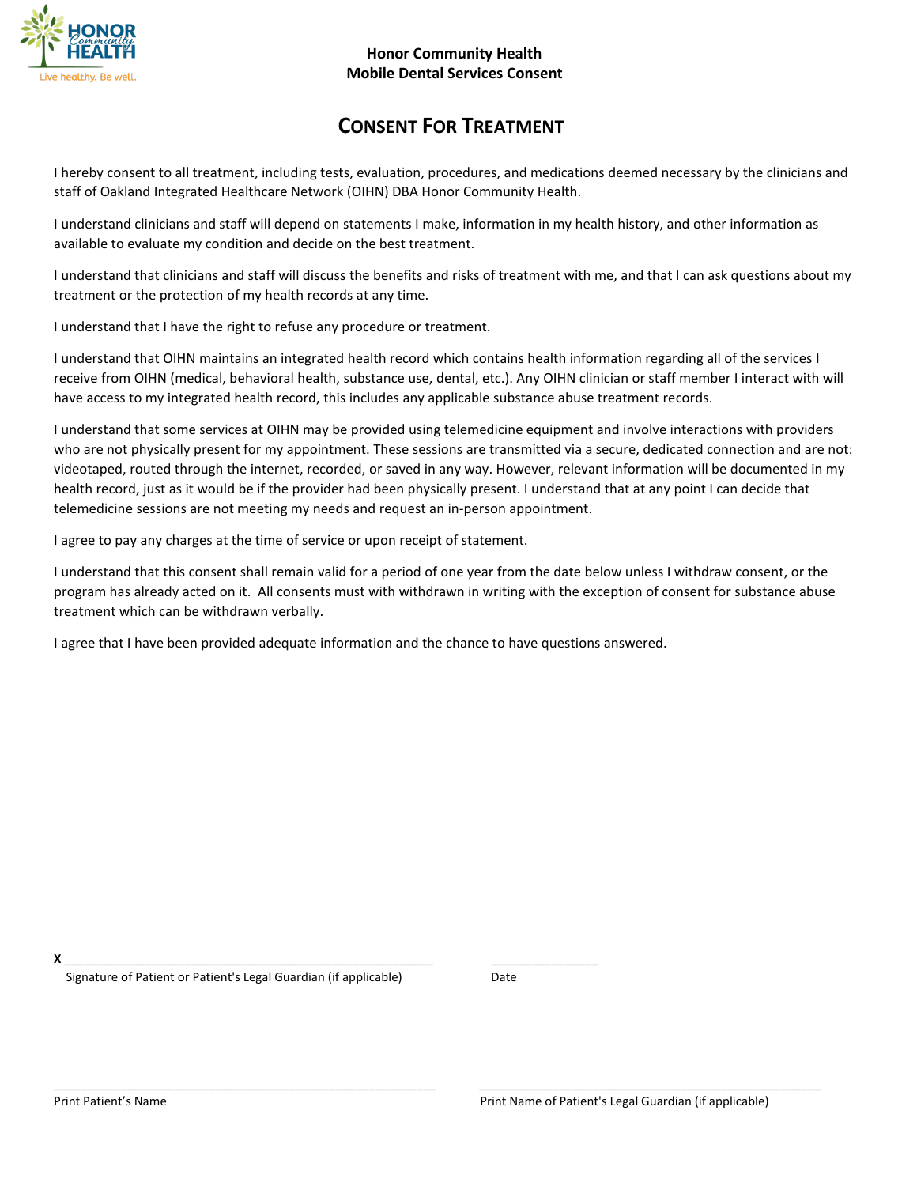**Honor Community Health**
**Mobile Dental Services Consent**

# CONSENT FOR TREATMENT

I hereby consent to all treatment, including tests, evaluation, procedures, and medications deemed necessary by the clinicians and staff of Oakland Integrated Healthcare Network (OIHN) DBA Honor Community Health.

I understand clinicians and staff will depend on statements I make, information in my health history, and other information as available to evaluate my condition and decide on the best treatment.

I understand that clinicians and staff will discuss the benefits and risks of treatment with me, and that I can ask questions about my treatment or the protection of my health records at any time.

I understand that I have the right to refuse any procedure or treatment.

I understand that OIHN maintains an integrated health record which contains health information regarding all of the services I receive from OIHN (medical, behavioral health, substance use, dental, etc.). Any OIHN clinician or staff member I interact with will have access to my integrated health record, this includes any applicable substance abuse treatment records.

I understand that some services at OIHN may be provided using telemedicine equipment and involve interactions with providers who are not physically present for my appointment. These sessions are transmitted via a secure, dedicated connection and are not: videotaped, routed through the internet, recorded, or saved in any way. However, relevant information will be documented in my health record, just as it would be if the provider had been physically present. I understand that at any point I can decide that telemedicine sessions are not meeting my needs and request an in-person appointment.

I agree to pay any charges at the time of service or upon receipt of statement.

I understand that this consent shall remain valid for a period of one year from the date below unless I withdraw consent, or the program has already acted on it. All consents must with withdrawn in writing with the exception of consent for substance abuse treatment which can be withdrawn verbally.

I agree that I have been provided adequate information and the chance to have questions answered.

X ______________________________________________ ________________
Signature of Patient or Patient's Legal Guardian (if applicable) Date

______________________________________________ ______________________________________________
Print Patient's Name Print Name of Patient's Legal Guardian (if applicable)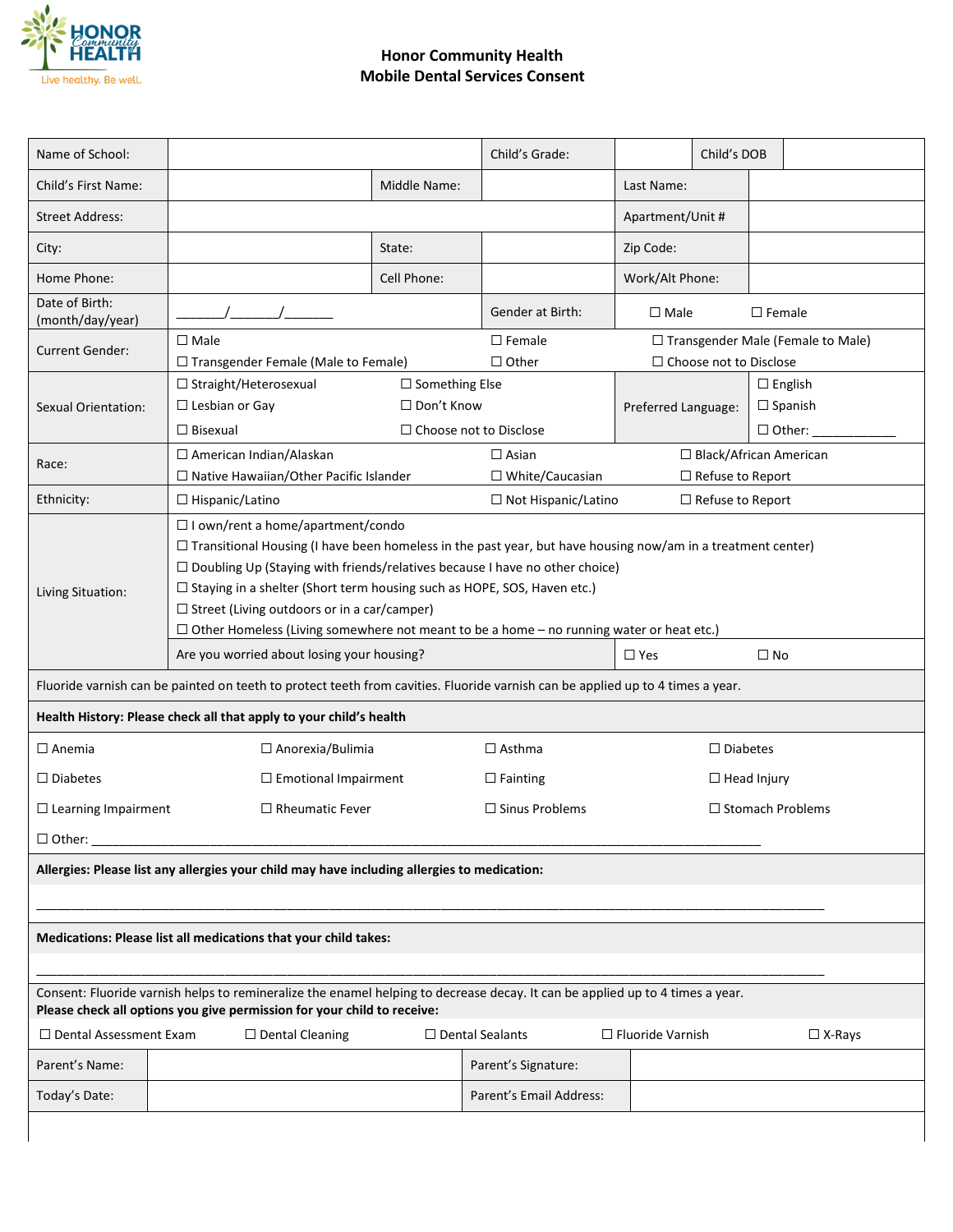# Honor Community Health
## Mobile Dental Services Consent

| Name of School: | | Child's Grade: | | Child's DOB | |
|---|---|---|---|---|---|
| Child's First Name: | | Middle Name: | | Last Name: | |
| Street Address: | | | | Apartment/Unit # | |
| City: | | State: | | Zip Code: | |
| Home Phone: | | Cell Phone: | | Work/Alt Phone: | |
| Date of Birth: (month/day/year) | _______/_______/_______ | Gender at Birth: | ☐ Male ☐ Female | | |
| Current Gender: | ☐ Male ☐ Female ☐ Transgender Male (Female to Male) ☐ Transgender Female (Male to Female) ☐ Other ☐ Choose not to Disclose | | | | |
| Sexual Orientation: | ☐ Straight/Heterosexual ☐ Something Else ☐ Lesbian or Gay ☐ Don't Know ☐ Bisexual ☐ Choose not to Disclose | | Preferred Language: | ☐ English ☐ Spanish ☐ Other: ___________ | |
| Race: | ☐ American Indian/Alaskan ☐ Asian ☐ Black/African American ☐ Native Hawaiian/Other Pacific Islander ☐ White/Caucasian ☐ Refuse to Report | | | | |
| Ethnicity: | ☐ Hispanic/Latino ☐ Not Hispanic/Latino ☐ Refuse to Report | | | | |
| Living Situation: | ☐ I own/rent a home/apartment/condo<br>☐ Transitional Housing (I have been homeless in the past year, but have housing now/am in a treatment center)<br>☐ Doubling Up (Staying with friends/relatives because I have no other choice)<br>☐ Staying in a shelter (Short term housing such as HOPE, SOS, Haven etc.)<br>☐ Street (Living outdoors or in a car/camper)<br>☐ Other Homeless (Living somewhere not meant to be a home – no running water or heat etc.) | | | | |
| | Are you worried about losing your housing? | | ☐ Yes ☐ No | | |

Fluoride varnish can be painted on teeth to protect teeth from cavities. Fluoride varnish can be applied up to 4 times a year.

**Health History: Please check all that apply to your child's health**

| | | | |
|---|---|---|---|
| ☐ Anemia | ☐ Anorexia/Bulimia | ☐ Asthma | ☐ Diabetes |
| ☐ Diabetes | ☐ Emotional Impairment | ☐ Fainting | ☐ Head Injury |
| ☐ Learning Impairment | ☐ Rheumatic Fever | ☐ Sinus Problems | ☐ Stomach Problems |

☐ Other: ____________________________________________________________________________________

**Allergies: Please list any allergies your child may have including allergies to medication:**

______________________________________________________________________________________________

**Medications: Please list all medications that your child takes:**

______________________________________________________________________________________________

Consent: Fluoride varnish helps to remineralize the enamel helping to decrease decay. It can be applied up to 4 times a year.
**Please check all options you give permission for your child to receive:**

☐ Dental Assessment Exam ☐ Dental Cleaning ☐ Dental Sealants ☐ Fluoride Varnish ☐ X-Rays

| Parent's Name: | | Parent's Signature: | |
|---|---|---|---|
| Today's Date: | | Parent's Email Address: | |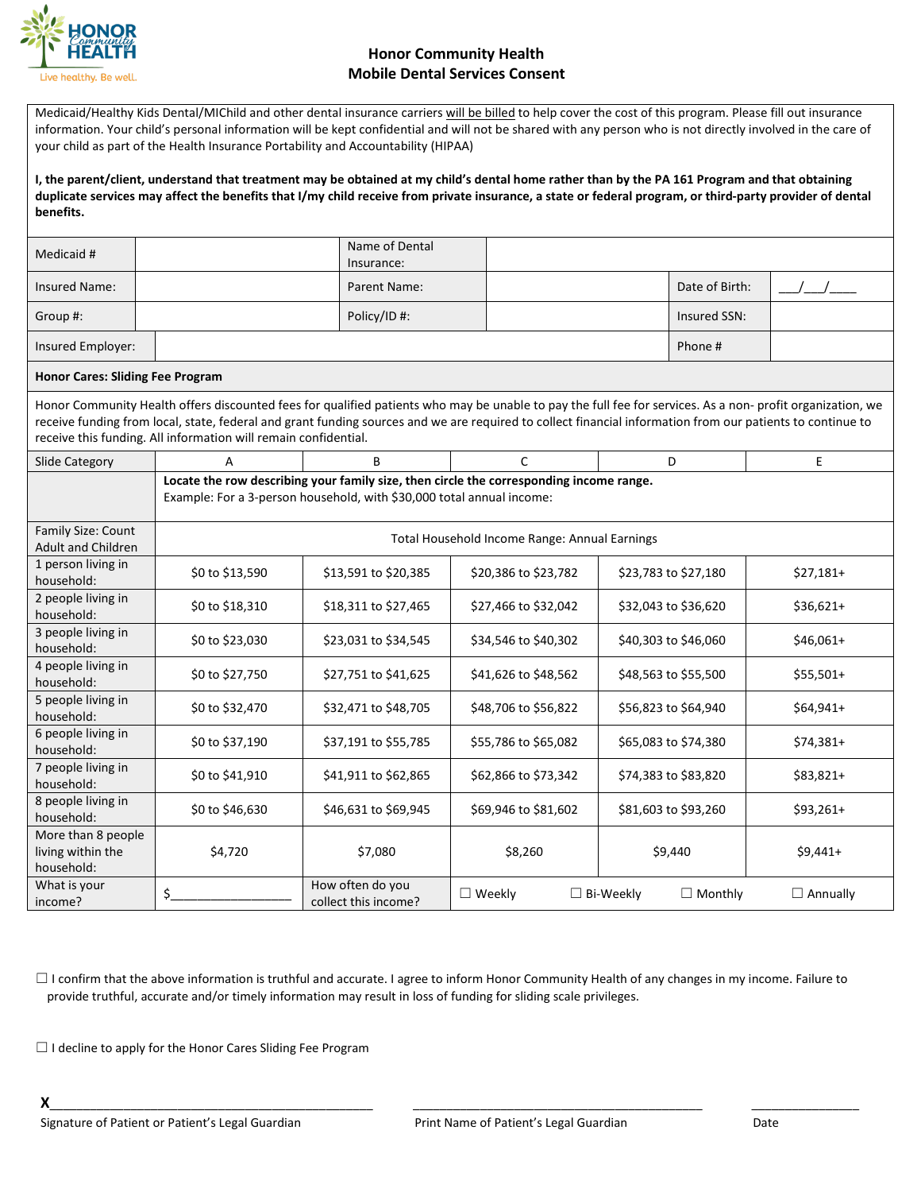# Honor Community Health
## Mobile Dental Services Consent

Medicaid/Healthy Kids Dental/MIChild and other dental insurance carriers will be billed to help cover the cost of this program. Please fill out insurance information. Your child's personal information will be kept confidential and will not be shared with any person who is not directly involved in the care of your child as part of the Health Insurance Portability and Accountability (HIPAA)

**I, the parent/client, understand that treatment may be obtained at my child's dental home rather than by the PA 161 Program and that obtaining duplicate services may affect the benefits that I/my child receive from private insurance, a state or federal program, or third-party provider of dental benefits.**

| | | | | | |
|---|---|---|---|---|---|
| Medicaid # | | Name of Dental Insurance: | | | |
| Insured Name: | | Parent Name: | | Date of Birth: | \_\_\_/\_\_\_/\_\_\_\_ |
| Group #: | | Policy/ID #: | | Insured SSN: | |
| Insured Employer: | | | | Phone # | |

**Honor Cares: Sliding Fee Program**

Honor Community Health offers discounted fees for qualified patients who may be unable to pay the full fee for services. As a non- profit organization, we receive funding from local, state, federal and grant funding sources and we are required to collect financial information from our patients to continue to receive this funding. All information will remain confidential.

| Slide Category | A | B | C | D | E |
|---|---|---|---|---|---|
| | **Locate the row describing your family size, then circle the corresponding income range.** Example: For a 3-person household, with $30,000 total annual income: | | | | |
| Family Size: Count Adult and Children | Total Household Income Range: Annual Earnings | | | | |
| 1 person living in household: | $0 to $13,590 | $13,591 to $20,385 | $20,386 to $23,782 | $23,783 to $27,180 | $27,181+ |
| 2 people living in household: | $0 to $18,310 | $18,311 to $27,465 | $27,466 to $32,042 | $32,043 to $36,620 | $36,621+ |
| 3 people living in household: | $0 to $23,030 | $23,031 to $34,545 | $34,546 to $40,302 | $40,303 to $46,060 | $46,061+ |
| 4 people living in household: | $0 to $27,750 | $27,751 to $41,625 | $41,626 to $48,562 | $48,563 to $55,500 | $55,501+ |
| 5 people living in household: | $0 to $32,470 | $32,471 to $48,705 | $48,706 to $56,822 | $56,823 to $64,940 | $64,941+ |
| 6 people living in household: | $0 to $37,190 | $37,191 to $55,785 | $55,786 to $65,082 | $65,083 to $74,380 | $74,381+ |
| 7 people living in household: | $0 to $41,910 | $41,911 to $62,865 | $62,866 to $73,342 | $74,383 to $83,820 | $83,821+ |
| 8 people living in household: | $0 to $46,630 | $46,631 to $69,945 | $69,946 to $81,602 | $81,603 to $93,260 | $93,261+ |
| More than 8 people living within the household: | $4,720 | $7,080 | $8,260 | $9,440 | $9,441+ |
| What is your income? | $\_\_\_\_\_\_\_\_\_\_\_\_\_\_\_\_ | How often do you collect this income? | ☐ Weekly ☐ Bi-Weekly | ☐ Monthly | ☐ Annually |

☐ I confirm that the above information is truthful and accurate. I agree to inform Honor Community Health of any changes in my income. Failure to provide truthful, accurate and/or timely information may result in loss of funding for sliding scale privileges.

☐ I decline to apply for the Honor Cares Sliding Fee Program

X\_\_\_\_\_\_\_\_\_\_\_\_\_\_\_\_\_\_\_\_\_\_\_\_\_\_\_\_\_\_\_\_\_\_\_\_\_\_\_\_ Signature of Patient or Patient's Legal Guardian

\_\_\_\_\_\_\_\_\_\_\_\_\_\_\_\_\_\_\_\_\_\_\_\_\_\_\_\_\_\_\_\_\_\_\_\_\_\_\_\_ Print Name of Patient's Legal Guardian

\_\_\_\_\_\_\_\_\_\_\_\_\_\_\_ Date